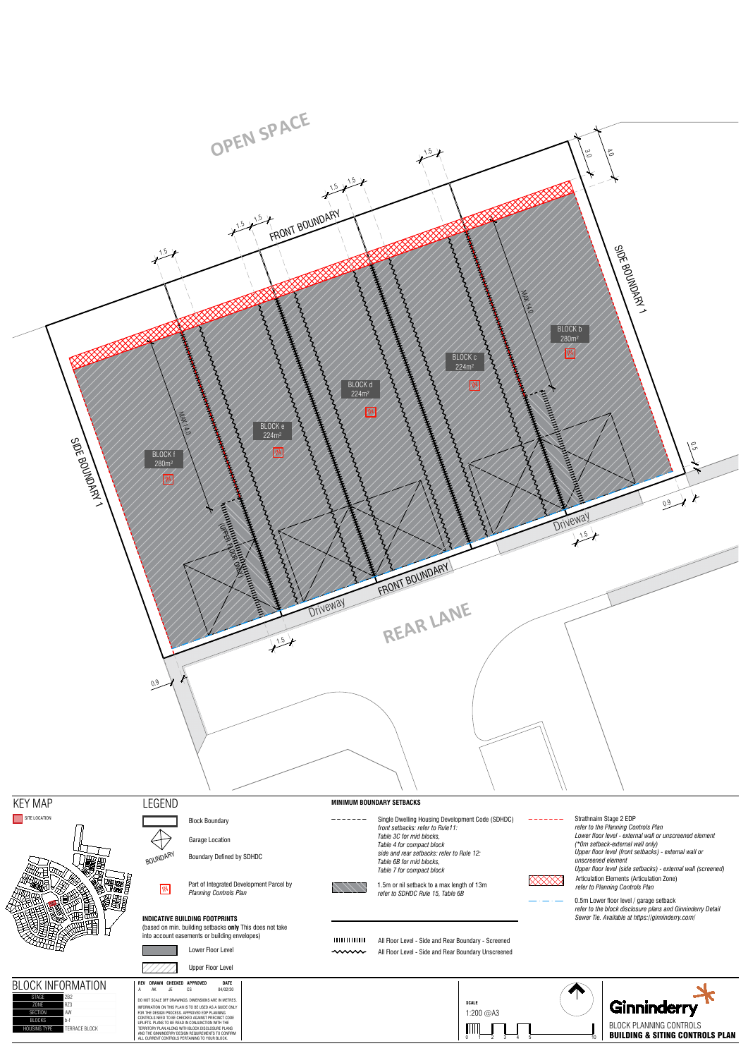OPEN SPACE

FRONT BOUNDARY

SIDE BOUNDARY 1

SIDE BOUNDARY 1

BLOCK b 280m²

BLOCK c 224m²

BLOCK d 224m²

BLOCK e 224m²

BLOCK f 280m²

MAX 14.0

MAX 14.0

(UPPER FLOOR ONLY)

Driveway

Driveway

FRONT BOUNDARY

REAR LANE

1.5 1.5 1.5 1.5 1.5 1.5 3.0 4.0 0.5 0.9 1.5 1.5 0.9

## KEY MAP

SITE LOCATION

## LEGEND

- Block Boundary
- Garage Location
- Boundary Defined by SDHDC
- Part of Integrated Development Parcel by *Planning Controls Plan*

### INDICATIVE BUILDING FOOTPRINTS

(based on min. building setbacks **only** This does not take into account easements or building envelopes)

- Lower Floor Level
- Upper Floor Level

### MINIMUM BOUNDARY SETBACKS

- Single Dwelling Housing Development Code (SDHDC) *front setbacks: refer to Rule11: Table 3C for mid blocks, Table 4 for compact block side and rear setbacks: refer to Rule 12: Table 6B for mid blocks, Table 7 for compact block*
- 1.5m or nil setback to a max length of 13m *refer to SDHDC Rule 15, Table 6B*
- All Floor Level - Side and Rear Boundary - Screened
- All Floor Level - Side and Rear Boundary Unscreened
- Strathnairn Stage 2 EDP *refer to the Planning Controls Plan Lower floor level - external wall or unscreened element (\*0m setback-external wall only) Upper floor level (front setbacks) - external wall or unscreened element Upper floor level (side setbacks) - external wall (screened)*
- Articulation Elements (Articulation Zone) *refer to Planning Controls Plan*
- 0.5m Lower floor level / garage setback *refer to the block disclosure plans and Ginninderry Detail Sewer Tie. Available at https://ginninderry.com/*

## BLOCK INFORMATION

| | |
|---|---|
| STAGE | 2B2 |
| ZONE | RZ3 |
| SECTION | AW |
| BLOCKS | b-f |
| HOUSING TYPE | TERRACE BLOCK |

| REV | DRAWN | CHECKED | APPROVED | DATE |
|---|---|---|---|---|
| A | AK | JE | CS | 04/02/20 |

DO NOT SCALE OFF DRAWINGS. DIMENSIONS ARE IN METRES. INFORMATION ON THIS PLAN IS TO BE USED AS A GUIDE ONLY FOR THE DESIGN PROCESS. APPROVED EDP PLANNING CONTROLS NEED TO BE CHECKED AGAINST PRECINCT CODE UPLIFTS. PLANS TO BE READ IN CONJUNCTION WITH THE TERRITORY PLAN ALONG WITH BLOCK DISCLOSURE PLANS AND THE GINNINDERRY DESIGN REQUIREMENTS TO CONFIRM ALL CURRENT CONTROLS PERTAINING TO YOUR BLOCK.

**SCALE** 1:200 @A3

0 1 2 3 4 5 10

Ginninderry

BLOCK PLANNING CONTROLS

**BUILDING & SITING CONTROLS PLAN**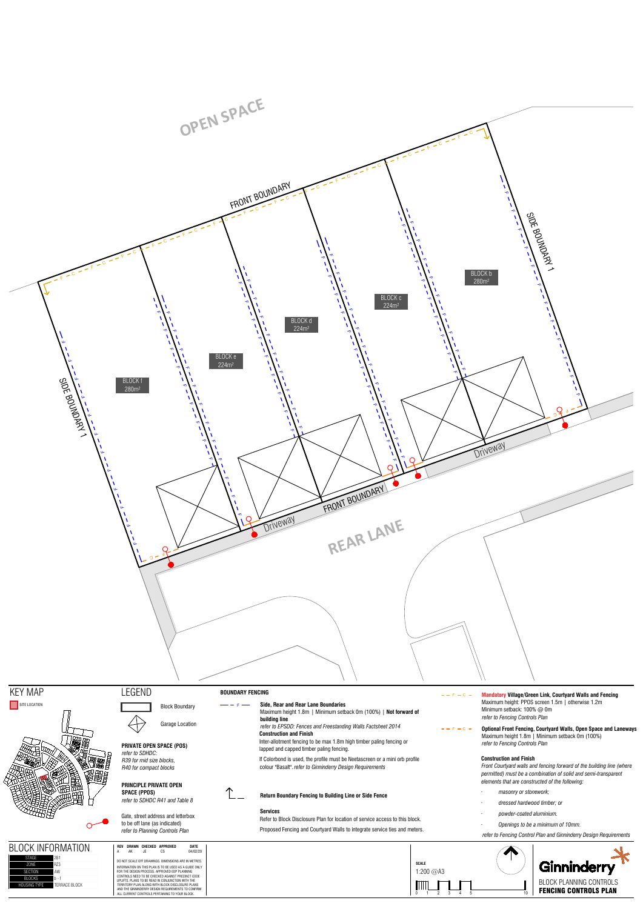OPEN SPACE

FRONT BOUNDARY

SIDE BOUNDARY 1

SIDE BOUNDARY 1

BLOCK b
280m²

BLOCK c
224m²

BLOCK d
224m²

BLOCK e
224m²

BLOCK f
280m²

Driveway

Driveway

FRONT BOUNDARY

REAR LANE

## KEY MAP

SITE LOCATION

## LEGEND

Block Boundary

Garage Location

**PRIVATE OPEN SPACE (POS)**
*refer to SDHDC:*
*R39 for mid size blocks,*
*R40 for compact blocks*

**PRINCIPLE PRIVATE OPEN SPACE (PPOS)**
*refer to SDHDC R41 and Table 8*

Gate, street address and letterbox to be off lane (as indicated)
*refer to Planning Controls Plan*

### BOUNDARY FENCING

**Side, Rear and Rear Lane Boundaries**
Maximum height 1.8m | Minimum setback 0m (100%) | **Not forward of building line**
*refer to EPSDD: Fences and Freestanding Walls Factsheet 2014*

**Construction and Finish**
Inter-allotment fencing to be max 1.8m high timber paling fencing or lapped and capped timber paling fencing.

If Colorbond is used, the profile must be Neetascreen or a mini orb profile colour "Basalt". *refer to Ginninderry Design Requirements*

**Return Boundary Fencing to Building Line or Side Fence**

**Services**
Refer to Block Disclosure Plan for location of service access to this block.

Proposed Fencing and Courtyard Walls to integrate service ties and meters.

**Mandatory Village/Green Link, Courtyard Walls and Fencing**
Maximum height: PPOS screen 1.5m | otherwise 1.2m
Minimum setback: 100% @ 0m
*refer to Fencing Controls Plan*

**Optional Front Fencing, Courtyard Walls, Open Space and Laneways**
Maximum height 1.8m | Minimum setback 0m (100%)
*refer to Fencing Controls Plan*

**Construction and Finish**
*Front Courtyard walls and fencing forward of the building line (where permitted) must be a combination of solid and semi-transparent elements that are constructed of the following:*

- *masonry or stoneworks;*
- *dressed hardwood timber; or*
- *powder-coated aluminium.*
- *Openings to be a minimum of 10mm.*

*refer to Fencing Control Plan and Ginninderry Design Requirements*

## BLOCK INFORMATION

| | |
|---|---|
| STAGE | 2B1 |
| ZONE | RZ3 |
| SECTION | AW |
| BLOCKS | b - f |
| HOUSING TYPE | TERRACE BLOCK |

| REV | DRAWN | CHECKED | APPROVED | DATE |
|---|---|---|---|---|
| A | AK | JE | CS | 04/02/20 |

DO NOT SCALE OFF DRAWINGS. DIMENSIONS ARE IN METRES.
INFORMATION ON THIS PLAN IS TO BE USED AS A GUIDE ONLY FOR THE DESIGN PROCESS. APPROVED EDP PLANNING CONTROLS NEED TO BE CHECKED AGAINST PRECINCT CODE UPLIFTS. PLANS TO BE READ IN CONJUNCTION WITH THE TERRITORY PLAN ALONG WITH BLOCK DISCLOSURE PLANS AND THE GINNINDERRY DESIGN REQUIREMENTS TO CONFIRM ALL CURRENT CONTROLS PERTAINING TO YOUR BLOCK.

SCALE
1:200 @A3

0 1 2 3 4 5 10

Ginninderry

BLOCK PLANNING CONTROLS
**FENCING CONTROLS PLAN**